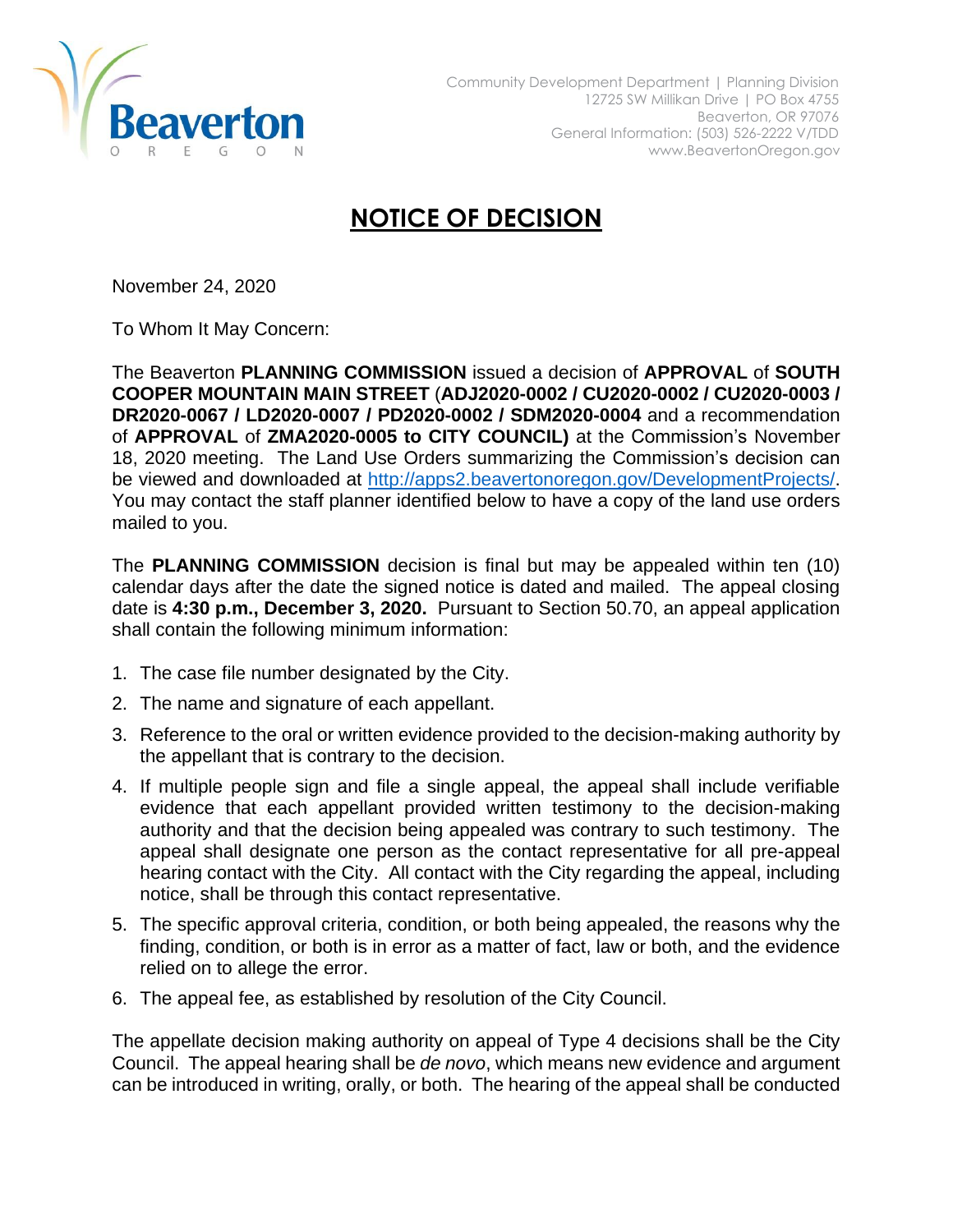Community Development Department | Planning Division
12725 SW Millikan Drive | PO Box 4755
Beaverton, OR 97076
General Information: (503) 526-2222 V/TDD
www.BeavertonOregon.gov

# NOTICE OF DECISION

November 24, 2020

To Whom It May Concern:

The Beaverton **PLANNING COMMISSION** issued a decision of **APPROVAL** of **SOUTH COOPER MOUNTAIN MAIN STREET** (**ADJ2020-0002 / CU2020-0002 / CU2020-0003 / DR2020-0067 / LD2020-0007 / PD2020-0002 / SDM2020-0004** and a recommendation of **APPROVAL** of **ZMA2020-0005 to CITY COUNCIL)** at the Commission's November 18, 2020 meeting. The Land Use Orders summarizing the Commission's decision can be viewed and downloaded at http://apps2.beavertonoregon.gov/DevelopmentProjects/. You may contact the staff planner identified below to have a copy of the land use orders mailed to you.

The **PLANNING COMMISSION** decision is final but may be appealed within ten (10) calendar days after the date the signed notice is dated and mailed. The appeal closing date is **4:30 p.m., December 3, 2020.** Pursuant to Section 50.70, an appeal application shall contain the following minimum information:

1. The case file number designated by the City.
2. The name and signature of each appellant.
3. Reference to the oral or written evidence provided to the decision-making authority by the appellant that is contrary to the decision.
4. If multiple people sign and file a single appeal, the appeal shall include verifiable evidence that each appellant provided written testimony to the decision-making authority and that the decision being appealed was contrary to such testimony. The appeal shall designate one person as the contact representative for all pre-appeal hearing contact with the City. All contact with the City regarding the appeal, including notice, shall be through this contact representative.
5. The specific approval criteria, condition, or both being appealed, the reasons why the finding, condition, or both is in error as a matter of fact, law or both, and the evidence relied on to allege the error.
6. The appeal fee, as established by resolution of the City Council.

The appellate decision making authority on appeal of Type 4 decisions shall be the City Council. The appeal hearing shall be *de novo*, which means new evidence and argument can be introduced in writing, orally, or both. The hearing of the appeal shall be conducted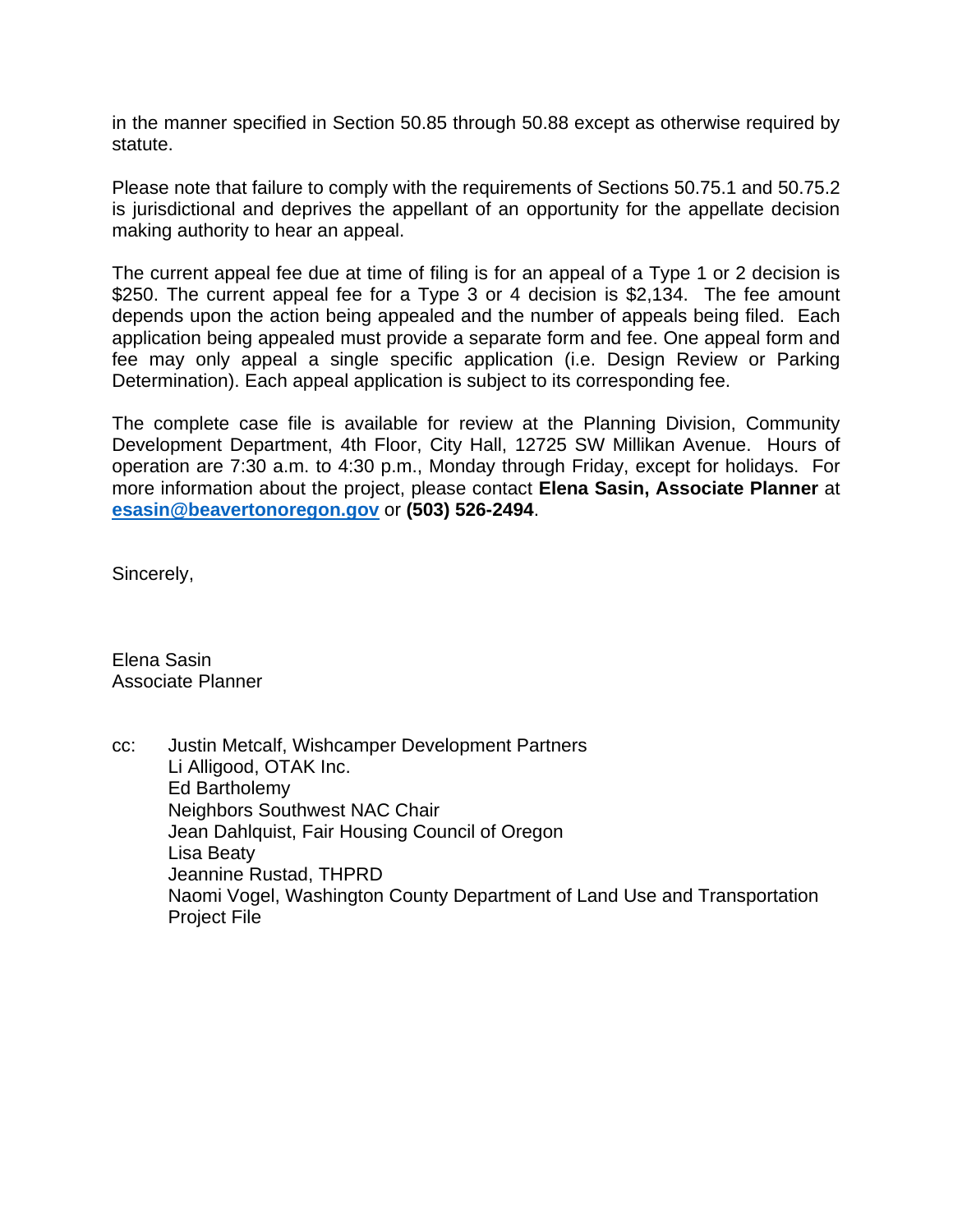in the manner specified in Section 50.85 through 50.88 except as otherwise required by statute.

Please note that failure to comply with the requirements of Sections 50.75.1 and 50.75.2 is jurisdictional and deprives the appellant of an opportunity for the appellate decision making authority to hear an appeal.

The current appeal fee due at time of filing is for an appeal of a Type 1 or 2 decision is $250. The current appeal fee for a Type 3 or 4 decision is $2,134. The fee amount depends upon the action being appealed and the number of appeals being filed. Each application being appealed must provide a separate form and fee. One appeal form and fee may only appeal a single specific application (i.e. Design Review or Parking Determination). Each appeal application is subject to its corresponding fee.

The complete case file is available for review at the Planning Division, Community Development Department, 4th Floor, City Hall, 12725 SW Millikan Avenue. Hours of operation are 7:30 a.m. to 4:30 p.m., Monday through Friday, except for holidays. For more information about the project, please contact **Elena Sasin, Associate Planner** at **esasin@beavertonoregon.gov** or **(503) 526-2494**.

Sincerely,

Elena Sasin
Associate Planner

cc: Justin Metcalf, Wishcamper Development Partners
Li Alligood, OTAK Inc.
Ed Bartholemy
Neighbors Southwest NAC Chair
Jean Dahlquist, Fair Housing Council of Oregon
Lisa Beaty
Jeannine Rustad, THPRD
Naomi Vogel, Washington County Department of Land Use and Transportation
Project File